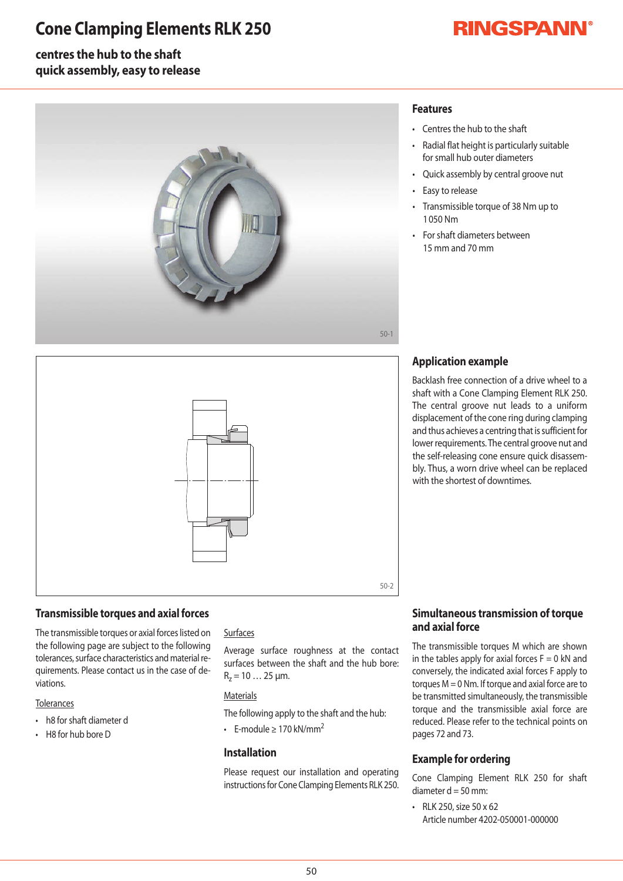# Cone Clamping Elements RLK 250

**centres the hub to the shaft**
**quick assembly, easy to release**

RINGSPANN®

50-1

## Features

- Centres the hub to the shaft
- Radial flat height is particularly suitable for small hub outer diameters
- Quick assembly by central groove nut
- Easy to release
- Transmissible torque of 38 Nm up to 1 050 Nm
- For shaft diameters between 15 mm and 70 mm

50-2

## Application example

Backlash free connection of a drive wheel to a shaft with a Cone Clamping Element RLK 250. The central groove nut leads to a uniform displacement of the cone ring during clamping and thus achieves a centring that is sufficient for lower requirements. The central groove nut and the self-releasing cone ensure quick disassembly. Thus, a worn drive wheel can be replaced with the shortest of downtimes.

## Transmissible torques and axial forces

The transmissible torques or axial forces listed on the following page are subject to the following tolerances, surface characteristics and material requirements. Please contact us in the case of deviations.

Tolerances

- h8 for shaft diameter d
- H8 for hub bore D

Surfaces

Average surface roughness at the contact surfaces between the shaft and the hub bore: $R_z = 10 \ldots 25$ µm.

Materials

The following apply to the shaft and the hub:

- E-module ≥ 170 kN/mm$^2$

## Installation

Please request our installation and operating instructions for Cone Clamping Elements RLK 250.

## Simultaneous transmission of torque and axial force

The transmissible torques M which are shown in the tables apply for axial forces F = 0 kN and conversely, the indicated axial forces F apply to torques M = 0 Nm. If torque and axial force are to be transmitted simultaneously, the transmissible torque and the transmissible axial force are reduced. Please refer to the technical points on pages 72 and 73.

## Example for ordering

Cone Clamping Element RLK 250 for shaft diameter d = 50 mm:

- RLK 250, size 50 x 62
  Article number 4202-050001-000000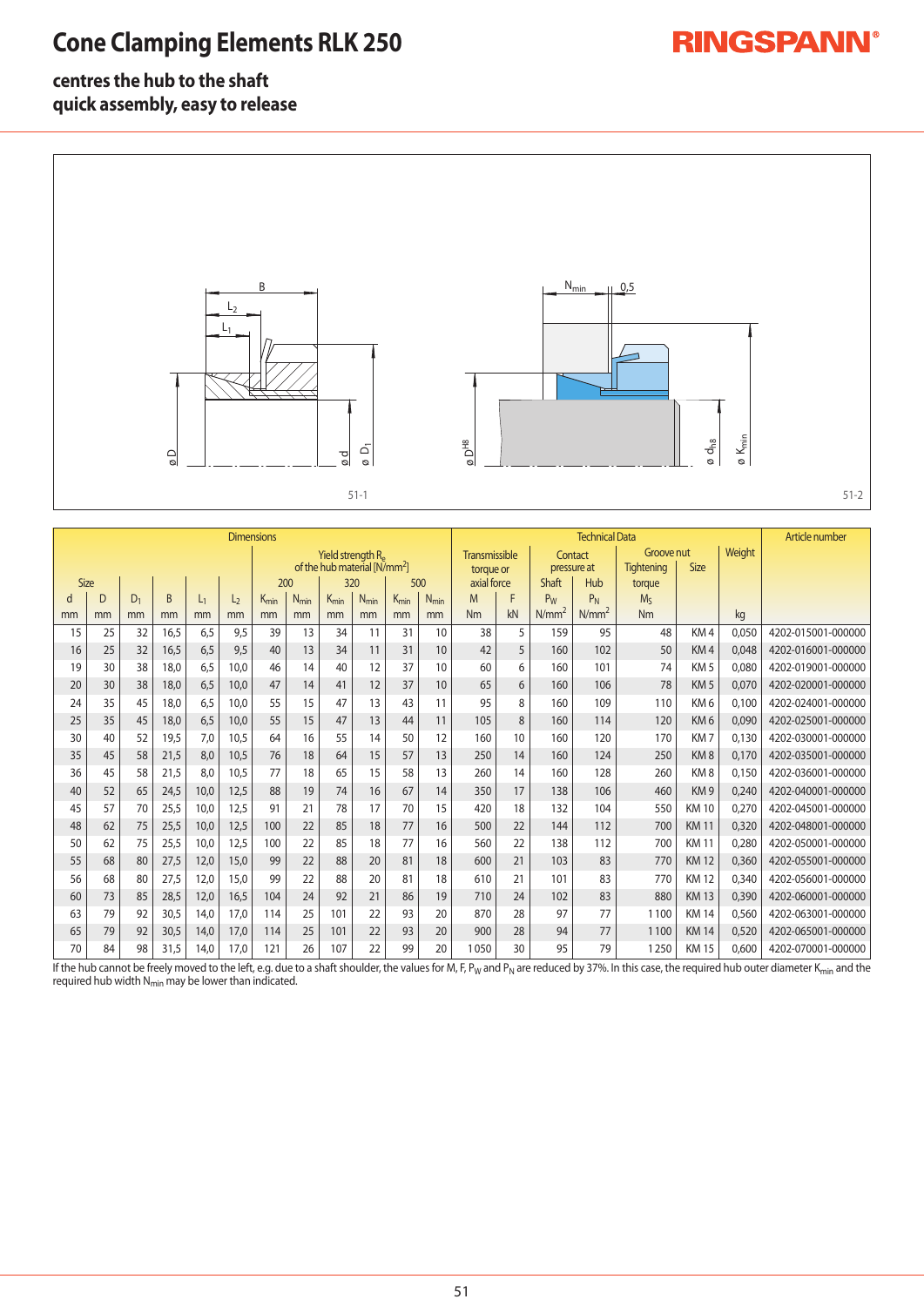# Cone Clamping Elements RLK 250

RINGSPANN®

**centres the hub to the shaft**
**quick assembly, easy to release**

B
$L_2$
$L_1$
ø D
ø d
ø $D_1$
51-1

$N_{min}$
0,5
ø $D^{H8}$
ø $d_{h8}$
ø $K_{min}$
51-2

| Dimensions | | | | | | | | | | | | Technical Data | | | | | | | Article number |
|---|---|---|---|---|---|---|---|---|---|---|---|---|---|---|---|---|---|---|---|
| Size | | | | | | Yield strength $R_e$ of the hub material [N/mm²] | | | | | | Transmissible torque or axial force | | Contact pressure at | | Groove nut | | Weight | |
| | | | | | | 200 | | 320 | | 500 | | | | Shaft | Hub | Tightening torque | Size | | |
| d | D | $D_1$ | B | $L_1$ | $L_2$ | $K_{min}$ | $N_{min}$ | $K_{min}$ | $N_{min}$ | $K_{min}$ | $N_{min}$ | M | F | $P_W$ | $P_N$ | $M_S$ | | | |
| mm | mm | mm | mm | mm | mm | mm | mm | mm | mm | mm | mm | Nm | kN | N/mm² | N/mm² | Nm | | kg | |
| 15 | 25 | 32 | 16,5 | 6,5 | 9,5 | 39 | 13 | 34 | 11 | 31 | 10 | 38 | 5 | 159 | 95 | 48 | KM 4 | 0,050 | 4202-015001-000000 |
| 16 | 25 | 32 | 16,5 | 6,5 | 9,5 | 40 | 13 | 34 | 11 | 31 | 10 | 42 | 5 | 160 | 102 | 50 | KM 4 | 0,048 | 4202-016001-000000 |
| 19 | 30 | 38 | 18,0 | 6,5 | 10,0 | 46 | 14 | 40 | 12 | 37 | 10 | 60 | 6 | 160 | 101 | 74 | KM 5 | 0,080 | 4202-019001-000000 |
| 20 | 30 | 38 | 18,0 | 6,5 | 10,0 | 47 | 14 | 41 | 12 | 37 | 10 | 65 | 6 | 160 | 106 | 78 | KM 5 | 0,070 | 4202-020001-000000 |
| 24 | 35 | 45 | 18,0 | 6,5 | 10,0 | 55 | 15 | 47 | 13 | 43 | 11 | 95 | 8 | 160 | 109 | 110 | KM 6 | 0,100 | 4202-024001-000000 |
| 25 | 35 | 45 | 18,0 | 6,5 | 10,0 | 55 | 15 | 47 | 13 | 44 | 11 | 105 | 8 | 160 | 114 | 120 | KM 6 | 0,090 | 4202-025001-000000 |
| 30 | 40 | 52 | 19,5 | 7,0 | 10,5 | 64 | 16 | 55 | 14 | 50 | 12 | 160 | 10 | 160 | 120 | 170 | KM 7 | 0,130 | 4202-030001-000000 |
| 35 | 45 | 58 | 21,5 | 8,0 | 10,5 | 76 | 18 | 64 | 15 | 57 | 13 | 250 | 14 | 160 | 124 | 250 | KM 8 | 0,170 | 4202-035001-000000 |
| 36 | 45 | 58 | 21,5 | 8,0 | 10,5 | 77 | 18 | 65 | 15 | 58 | 13 | 260 | 14 | 160 | 128 | 260 | KM 8 | 0,150 | 4202-036001-000000 |
| 40 | 52 | 65 | 24,5 | 10,0 | 12,5 | 88 | 19 | 74 | 16 | 67 | 14 | 350 | 17 | 138 | 106 | 460 | KM 9 | 0,240 | 4202-040001-000000 |
| 45 | 57 | 70 | 25,5 | 10,0 | 12,5 | 91 | 21 | 78 | 17 | 70 | 15 | 420 | 18 | 132 | 104 | 550 | KM 10 | 0,270 | 4202-045001-000000 |
| 48 | 62 | 75 | 25,5 | 10,0 | 12,5 | 100 | 22 | 85 | 18 | 77 | 16 | 500 | 22 | 144 | 112 | 700 | KM 11 | 0,320 | 4202-048001-000000 |
| 50 | 62 | 75 | 25,5 | 10,0 | 12,5 | 100 | 22 | 85 | 18 | 77 | 16 | 560 | 22 | 138 | 112 | 700 | KM 11 | 0,280 | 4202-050001-000000 |
| 55 | 68 | 80 | 27,5 | 12,0 | 15,0 | 99 | 22 | 88 | 20 | 81 | 18 | 600 | 21 | 103 | 83 | 770 | KM 12 | 0,360 | 4202-055001-000000 |
| 56 | 68 | 80 | 27,5 | 12,0 | 15,0 | 99 | 22 | 88 | 20 | 81 | 18 | 610 | 21 | 101 | 83 | 770 | KM 12 | 0,340 | 4202-056001-000000 |
| 60 | 73 | 85 | 28,5 | 12,0 | 16,5 | 104 | 24 | 92 | 21 | 86 | 19 | 710 | 24 | 102 | 83 | 880 | KM 13 | 0,390 | 4202-060001-000000 |
| 63 | 79 | 92 | 30,5 | 14,0 | 17,0 | 114 | 25 | 101 | 22 | 93 | 20 | 870 | 28 | 97 | 77 | 1 100 | KM 14 | 0,560 | 4202-063001-000000 |
| 65 | 79 | 92 | 30,5 | 14,0 | 17,0 | 114 | 25 | 101 | 22 | 93 | 20 | 900 | 28 | 94 | 77 | 1 100 | KM 14 | 0,520 | 4202-065001-000000 |
| 70 | 84 | 98 | 31,5 | 14,0 | 17,0 | 121 | 26 | 107 | 22 | 99 | 20 | 1 050 | 30 | 95 | 79 | 1 250 | KM 15 | 0,600 | 4202-070001-000000 |

If the hub cannot be freely moved to the left, e.g. due to a shaft shoulder, the values for M, F, $P_W$ and $P_N$ are reduced by 37%. In this case, the required hub outer diameter $K_{min}$ and the required hub width $N_{min}$ may be lower than indicated.